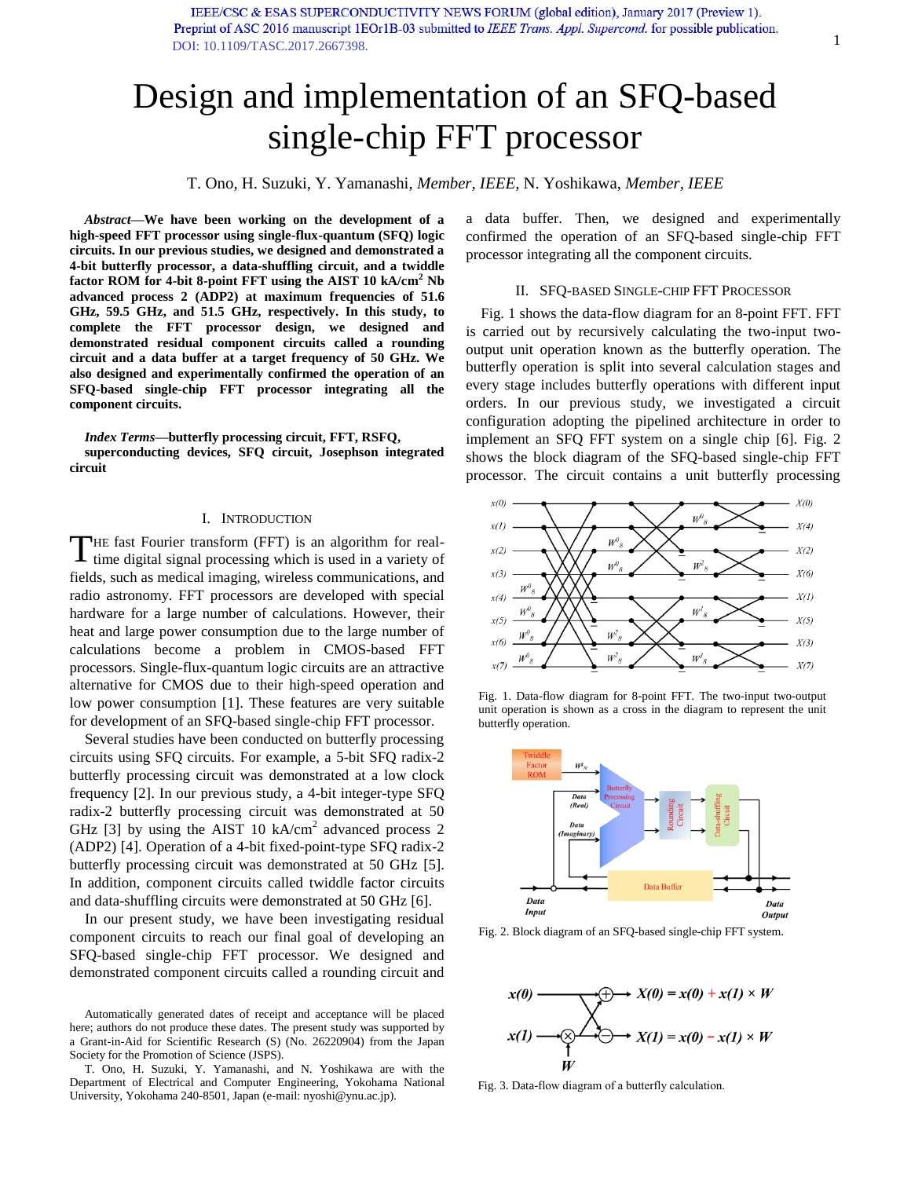# Design and implementation of an SFQ-based single-chip FFT processor

T. Ono, H. Suzuki, Y. Yamanashi, *Member, IEEE*, N. Yoshikawa, *Member, IEEE*

***Abstract*—We have been working on the development of a high-speed FFT processor using single-flux-quantum (SFQ) logic circuits. In our previous studies, we designed and demonstrated a 4-bit butterfly processor, a data-shuffling circuit, and a twiddle factor ROM for 4-bit 8-point FFT using the AIST 10 kA/cm$^2$ Nb advanced process 2 (ADP2) at maximum frequencies of 51.6 GHz, 59.5 GHz, and 51.5 GHz, respectively. In this study, to complete the FFT processor design, we designed and demonstrated residual component circuits called a rounding circuit and a data buffer at a target frequency of 50 GHz. We also designed and experimentally confirmed the operation of an SFQ-based single-chip FFT processor integrating all the component circuits.**

***Index Terms*—butterfly processing circuit, FFT, RSFQ, superconducting devices, SFQ circuit, Josephson integrated circuit**

## I. Introduction

The fast Fourier transform (FFT) is an algorithm for real-time digital signal processing which is used in a variety of fields, such as medical imaging, wireless communications, and radio astronomy. FFT processors are developed with special hardware for a large number of calculations. However, their heat and large power consumption due to the large number of calculations become a problem in CMOS-based FFT processors. Single-flux-quantum logic circuits are an attractive alternative for CMOS due to their high-speed operation and low power consumption [1]. These features are very suitable for development of an SFQ-based single-chip FFT processor.

Several studies have been conducted on butterfly processing circuits using SFQ circuits. For example, a 5-bit SFQ radix-2 butterfly processing circuit was demonstrated at a low clock frequency [2]. In our previous study, a 4-bit integer-type SFQ radix-2 butterfly processing circuit was demonstrated at 50 GHz [3] by using the AIST 10 kA/cm$^2$ advanced process 2 (ADP2) [4]. Operation of a 4-bit fixed-point-type SFQ radix-2 butterfly processing circuit was demonstrated at 50 GHz [5]. In addition, component circuits called twiddle factor circuits and data-shuffling circuits were demonstrated at 50 GHz [6].

In our present study, we have been investigating residual component circuits to reach our final goal of developing an SFQ-based single-chip FFT processor. We designed and demonstrated component circuits called a rounding circuit and a data buffer. Then, we designed and experimentally confirmed the operation of an SFQ-based single-chip FFT processor integrating all the component circuits.

Automatically generated dates of receipt and acceptance will be placed here; authors do not produce these dates. The present study was supported by a Grant-in-Aid for Scientific Research (S) (No. 26220904) from the Japan Society for the Promotion of Science (JSPS).

T. Ono, H. Suzuki, Y. Yamanashi, and N. Yoshikawa are with the Department of Electrical and Computer Engineering, Yokohama National University, Yokohama 240-8501, Japan (e-mail: nyoshi@ynu.ac.jp).

## II. SFQ-based Single-chip FFT Processor

Fig. 1 shows the data-flow diagram for an 8-point FFT. FFT is carried out by recursively calculating the two-input two-output unit operation known as the butterfly operation. The butterfly operation is split into several calculation stages and every stage includes butterfly operations with different input orders. In our previous study, we investigated a circuit configuration adopting the pipelined architecture in order to implement an SFQ FFT system on a single chip [6]. Fig. 2 shows the block diagram of the SFQ-based single-chip FFT processor. The circuit contains a unit butterfly processing

Fig. 1. Data-flow diagram for 8-point FFT. The two-input two-output unit operation is shown as a cross in the diagram to represent the unit butterfly operation.

Fig. 2. Block diagram of an SFQ-based single-chip FFT system.

$$X(0) = x(0) + x(1) \times W$$
$$X(1) = x(0) - x(1) \times W$$

Fig. 3. Data-flow diagram of a butterfly calculation.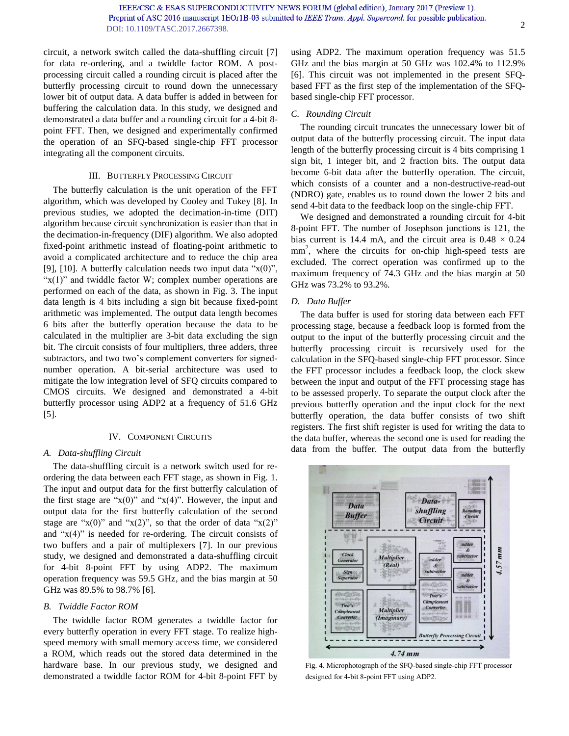circuit, a network switch called the data-shuffling circuit [7] for data re-ordering, and a twiddle factor ROM. A post-processing circuit called a rounding circuit is placed after the butterfly processing circuit to round down the unnecessary lower bit of output data. A data buffer is added in between for buffering the calculation data. In this study, we designed and demonstrated a data buffer and a rounding circuit for a 4-bit 8-point FFT. Then, we designed and experimentally confirmed the operation of an SFQ-based single-chip FFT processor integrating all the component circuits.

## III. Butterfly Processing Circuit

The butterfly calculation is the unit operation of the FFT algorithm, which was developed by Cooley and Tukey [8]. In previous studies, we adopted the decimation-in-time (DIT) algorithm because circuit synchronization is easier than that in the decimation-in-frequency (DIF) algorithm. We also adopted fixed-point arithmetic instead of floating-point arithmetic to avoid a complicated architecture and to reduce the chip area [9], [10]. A butterfly calculation needs two input data "x(0)", "x(1)" and twiddle factor W; complex number operations are performed on each of the data, as shown in Fig. 3. The input data length is 4 bits including a sign bit because fixed-point arithmetic was implemented. The output data length becomes 6 bits after the butterfly operation because the data to be calculated in the multiplier are 3-bit data excluding the sign bit. The circuit consists of four multipliers, three adders, three subtractors, and two two's complement converters for signed-number operation. A bit-serial architecture was used to mitigate the low integration level of SFQ circuits compared to CMOS circuits. We designed and demonstrated a 4-bit butterfly processor using ADP2 at a frequency of 51.6 GHz [5].

## IV. Component Circuits

### A. Data-shuffling Circuit

The data-shuffling circuit is a network switch used for re-ordering the data between each FFT stage, as shown in Fig. 1. The input and output data for the first butterfly calculation of the first stage are "x(0)" and "x(4)". However, the input and output data for the first butterfly calculation of the second stage are "x(0)" and "x(2)", so that the order of data "x(2)" and "x(4)" is needed for re-ordering. The circuit consists of two buffers and a pair of multiplexers [7]. In our previous study, we designed and demonstrated a data-shuffling circuit for 4-bit 8-point FFT by using ADP2. The maximum operation frequency was 59.5 GHz, and the bias margin at 50 GHz was 89.5% to 98.7% [6].

### B. Twiddle Factor ROM

The twiddle factor ROM generates a twiddle factor for every butterfly operation in every FFT stage. To realize high-speed memory with small memory access time, we considered a ROM, which reads out the stored data determined in the hardware base. In our previous study, we designed and demonstrated a twiddle factor ROM for 4-bit 8-point FFT by using ADP2. The maximum operation frequency was 51.5 GHz and the bias margin at 50 GHz was 102.4% to 112.9% [6]. This circuit was not implemented in the present SFQ-based FFT as the first step of the implementation of the SFQ-based single-chip FFT processor.

### C. Rounding Circuit

The rounding circuit truncates the unnecessary lower bit of output data of the butterfly processing circuit. The input data length of the butterfly processing circuit is 4 bits comprising 1 sign bit, 1 integer bit, and 2 fraction bits. The output data become 6-bit data after the butterfly operation. The circuit, which consists of a counter and a non-destructive-read-out (NDRO) gate, enables us to round down the lower 2 bits and send 4-bit data to the feedback loop on the single-chip FFT.

We designed and demonstrated a rounding circuit for 4-bit 8-point FFT. The number of Josephson junctions is 121, the bias current is 14.4 mA, and the circuit area is 0.48 × 0.24 mm$^2$, where the circuits for on-chip high-speed tests are excluded. The correct operation was confirmed up to the maximum frequency of 74.3 GHz and the bias margin at 50 GHz was 73.2% to 93.2%.

### D. Data Buffer

The data buffer is used for storing data between each FFT processing stage, because a feedback loop is formed from the output to the input of the butterfly processing circuit and the butterfly processing circuit is recursively used for the calculation in the SFQ-based single-chip FFT processor. Since the FFT processor includes a feedback loop, the clock skew between the input and output of the FFT processing stage has to be assessed properly. To separate the output clock after the previous butterfly operation and the input clock for the next butterfly operation, the data buffer consists of two shift registers. The first shift register is used for writing the data to the data buffer, whereas the second one is used for reading the data from the buffer. The output data from the butterfly

Fig. 4. Microphotograph of the SFQ-based single-chip FFT processor designed for 4-bit 8-point FFT using ADP2.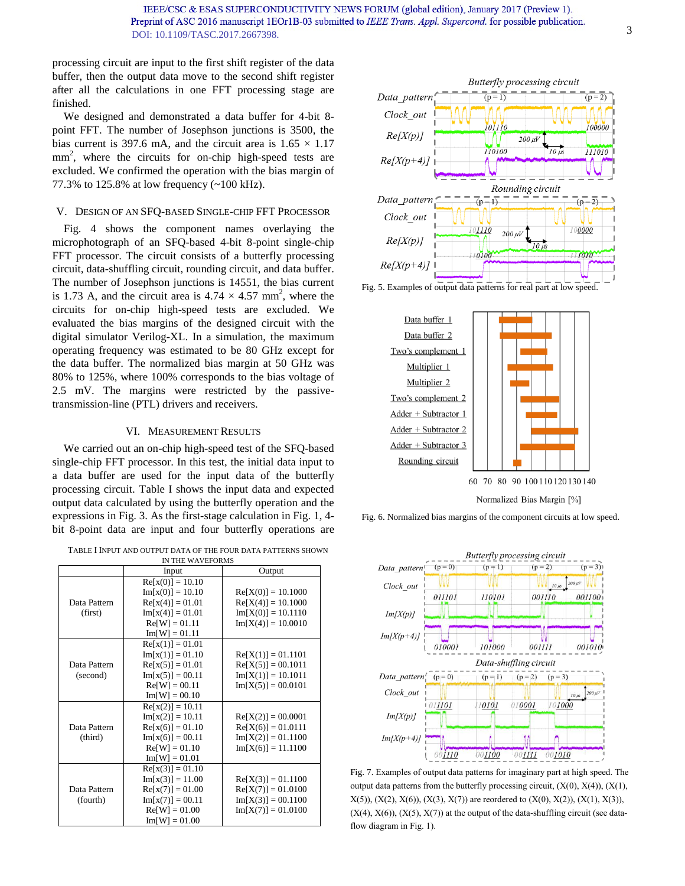processing circuit are input to the first shift register of the data buffer, then the output data move to the second shift register after all the calculations in one FFT processing stage are finished.

We designed and demonstrated a data buffer for 4-bit 8-point FFT. The number of Josephson junctions is 3500, the bias current is 397.6 mA, and the circuit area is 1.65 × 1.17 mm$^2$, where the circuits for on-chip high-speed tests are excluded. We confirmed the operation with the bias margin of 77.3% to 125.8% at low frequency (~100 kHz).

## V. Design of an SFQ-based Single-chip FFT Processor

Fig. 4 shows the component names overlaying the microphotograph of an SFQ-based 4-bit 8-point single-chip FFT processor. The circuit consists of a butterfly processing circuit, data-shuffling circuit, rounding circuit, and data buffer. The number of Josephson junctions is 14551, the bias current is 1.73 A, and the circuit area is 4.74 × 4.57 mm$^2$, where the circuits for on-chip high-speed tests are excluded. We evaluated the bias margins of the designed circuit with the digital simulator Verilog-XL. In a simulation, the maximum operating frequency was estimated to be 80 GHz except for the data buffer. The normalized bias margin at 50 GHz was 80% to 125%, where 100% corresponds to the bias voltage of 2.5 mV. The margins were restricted by the passive-transmission-line (PTL) drivers and receivers.

## VI. Measurement Results

We carried out an on-chip high-speed test of the SFQ-based single-chip FFT processor. In this test, the initial data input to a data buffer are used for the input data of the butterfly processing circuit. Table I shows the input data and expected output data calculated by using the butterfly operation and the expressions in Fig. 3. As the first-stage calculation in Fig. 1, 4-bit 8-point data are input and four butterfly operations are

Table I Input and Output Data of the Four Data Patterns Shown in the Waveforms

| | Input | Output |
|---|---|---|
| Data Pattern (first) | Re[x(0)] = 10.10<br>Im[x(0)] = 10.10<br>Re[x(4)] = 01.01<br>Im[x(4)] = 01.01<br>Re[W] = 01.11<br>Im[W] = 01.11 | Re[X(0)] = 10.1000<br>Re[X(4)] = 10.1000<br>Im[X(0)] = 10.1110<br>Im[X(4)] = 10.0010 |
| Data Pattern (second) | Re[x(1)] = 01.01<br>Im[x(1)] = 01.10<br>Re[x(5)] = 01.01<br>Im[x(5)] = 00.11<br>Re[W] = 00.11<br>Im[W] = 00.10 | Re[X(1)] = 01.1101<br>Re[X(5)] = 00.1011<br>Im[X(1)] = 10.1011<br>Im[X(5)] = 00.0101 |
| Data Pattern (third) | Re[x(2)] = 10.11<br>Im[x(2)] = 10.11<br>Re[x(6)] = 01.10<br>Im[x(6)] = 00.11<br>Re[W] = 01.10<br>Im[W] = 01.01 | Re[X(2)] = 00.0001<br>Re[X(6)] = 01.0111<br>Im[X(2)] = 01.1100<br>Im[X(6)] = 11.1100 |
| Data Pattern (fourth) | Re[x(3)] = 01.10<br>Im[x(3)] = 11.00<br>Re[x(7)] = 01.00<br>Im[x(7)] = 00.11<br>Re[W] = 01.00<br>Im[W] = 01.00 | Re[X(3)] = 01.1100<br>Re[X(7)] = 01.0100<br>Im[X(3)] = 00.1100<br>Im[X(7)] = 01.0100 |

Fig. 5. Examples of output data patterns for real part at low speed.

Fig. 6. Normalized bias margins of the component circuits at low speed.

Fig. 7. Examples of output data patterns for imaginary part at high speed. The output data patterns from the butterfly processing circuit, (X(0), X(4)), (X(1), X(5)), (X(2), X(6)), (X(3), X(7)) are reordered to (X(0), X(2)), (X(1), X(3)), (X(4), X(6)), (X(5), X(7)) at the output of the data-shuffling circuit (see data-flow diagram in Fig. 1).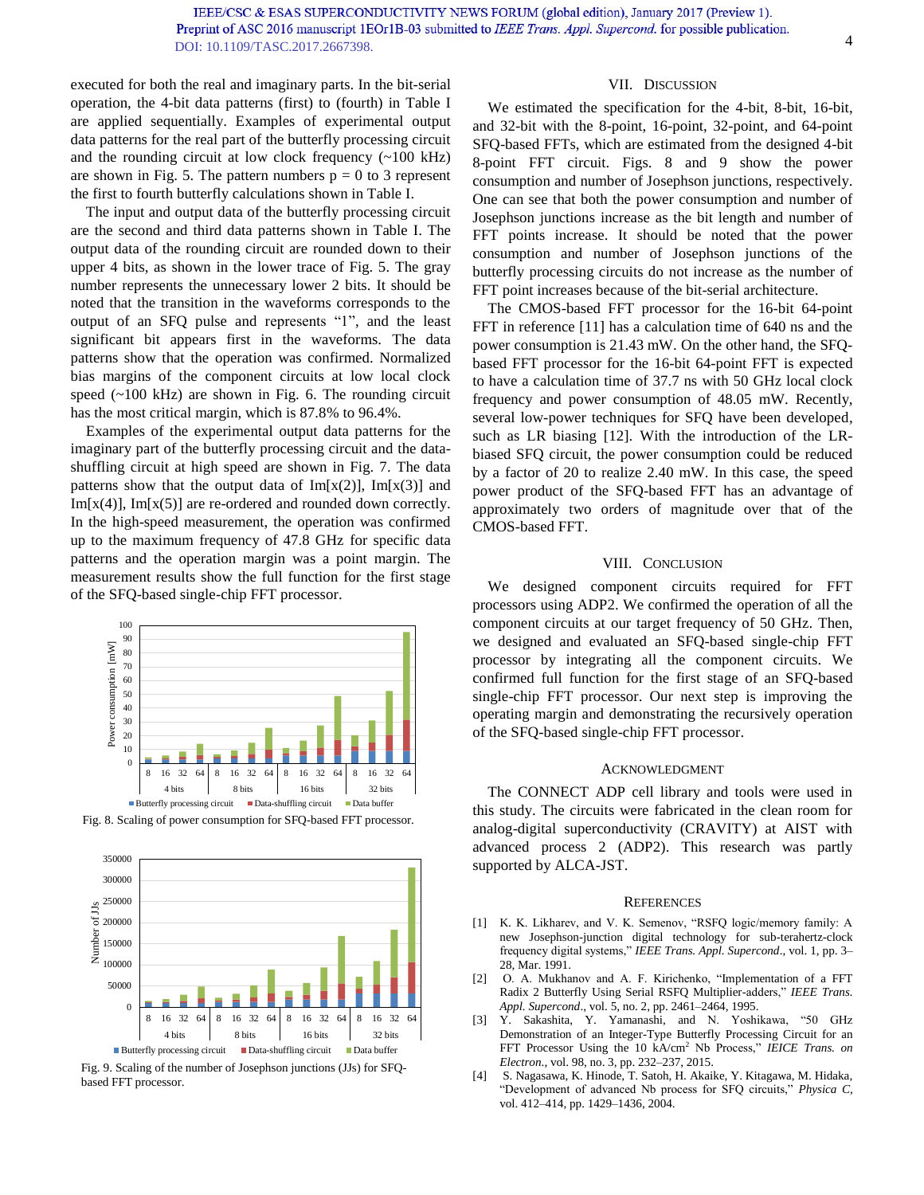executed for both the real and imaginary parts. In the bit-serial operation, the 4-bit data patterns (first) to (fourth) in Table I are applied sequentially. Examples of experimental output data patterns for the real part of the butterfly processing circuit and the rounding circuit at low clock frequency (~100 kHz) are shown in Fig. 5. The pattern numbers p = 0 to 3 represent the first to fourth butterfly calculations shown in Table I.

The input and output data of the butterfly processing circuit are the second and third data patterns shown in Table I. The output data of the rounding circuit are rounded down to their upper 4 bits, as shown in the lower trace of Fig. 5. The gray number represents the unnecessary lower 2 bits. It should be noted that the transition in the waveforms corresponds to the output of an SFQ pulse and represents "1", and the least significant bit appears first in the waveforms. The data patterns show that the operation was confirmed. Normalized bias margins of the component circuits at low local clock speed (~100 kHz) are shown in Fig. 6. The rounding circuit has the most critical margin, which is 87.8% to 96.4%.

Examples of the experimental output data patterns for the imaginary part of the butterfly processing circuit and the data-shuffling circuit at high speed are shown in Fig. 7. The data patterns show that the output data of Im[x(2)], Im[x(3)] and Im[x(4)], Im[x(5)] are re-ordered and rounded down correctly. In the high-speed measurement, the operation was confirmed up to the maximum frequency of 47.8 GHz for specific data patterns and the operation margin was a point margin. The measurement results show the full function for the first stage of the SFQ-based single-chip FFT processor.

Fig. 8. Scaling of power consumption for SFQ-based FFT processor.

Fig. 9. Scaling of the number of Josephson junctions (JJs) for SFQ-based FFT processor.

## VII. Discussion

We estimated the specification for the 4-bit, 8-bit, 16-bit, and 32-bit with the 8-point, 16-point, 32-point, and 64-point SFQ-based FFTs, which are estimated from the designed 4-bit 8-point FFT circuit. Figs. 8 and 9 show the power consumption and number of Josephson junctions, respectively. One can see that both the power consumption and number of Josephson junctions increase as the bit length and number of FFT points increase. It should be noted that the power consumption and number of Josephson junctions of the butterfly processing circuits do not increase as the number of FFT point increases because of the bit-serial architecture.

The CMOS-based FFT processor for the 16-bit 64-point FFT in reference [11] has a calculation time of 640 ns and the power consumption is 21.43 mW. On the other hand, the SFQ-based FFT processor for the 16-bit 64-point FFT is expected to have a calculation time of 37.7 ns with 50 GHz local clock frequency and power consumption of 48.05 mW. Recently, several low-power techniques for SFQ have been developed, such as LR biasing [12]. With the introduction of the LR-biased SFQ circuit, the power consumption could be reduced by a factor of 20 to realize 2.40 mW. In this case, the speed power product of the SFQ-based FFT has an advantage of approximately two orders of magnitude over that of the CMOS-based FFT.

## VIII. Conclusion

We designed component circuits required for FFT processors using ADP2. We confirmed the operation of all the component circuits at our target frequency of 50 GHz. Then, we designed and evaluated an SFQ-based single-chip FFT processor by integrating all the component circuits. We confirmed full function for the first stage of an SFQ-based single-chip FFT processor. Our next step is improving the operating margin and demonstrating the recursively operation of the SFQ-based single-chip FFT processor.

## Acknowledgment

The CONNECT ADP cell library and tools were used in this study. The circuits were fabricated in the clean room for analog-digital superconductivity (CRAVITY) at AIST with advanced process 2 (ADP2). This research was partly supported by ALCA-JST.

## References

[1] K. K. Likharev, and V. K. Semenov, "RSFQ logic/memory family: A new Josephson-junction digital technology for sub-terahertz-clock frequency digital systems," *IEEE Trans. Appl. Supercond.*, vol. 1, pp. 3–28, Mar. 1991.

[2] O. A. Mukhanov and A. F. Kirichenko, "Implementation of a FFT Radix 2 Butterfly Using Serial RSFQ Multiplier-adders," *IEEE Trans. Appl. Supercond.*, vol. 5, no. 2, pp. 2461–2464, 1995.

[3] Y. Sakashita, Y. Yamanashi, and N. Yoshikawa, "50 GHz Demonstration of an Integer-Type Butterfly Processing Circuit for an FFT Processor Using the 10 kA/cm$^2$ Nb Process," *IEICE Trans. on Electron.*, vol. 98, no. 3, pp. 232–237, 2015.

[4] S. Nagasawa, K. Hinode, T. Satoh, H. Akaike, Y. Kitagawa, M. Hidaka, "Development of advanced Nb process for SFQ circuits," *Physica C*, vol. 412–414, pp. 1429–1436, 2004.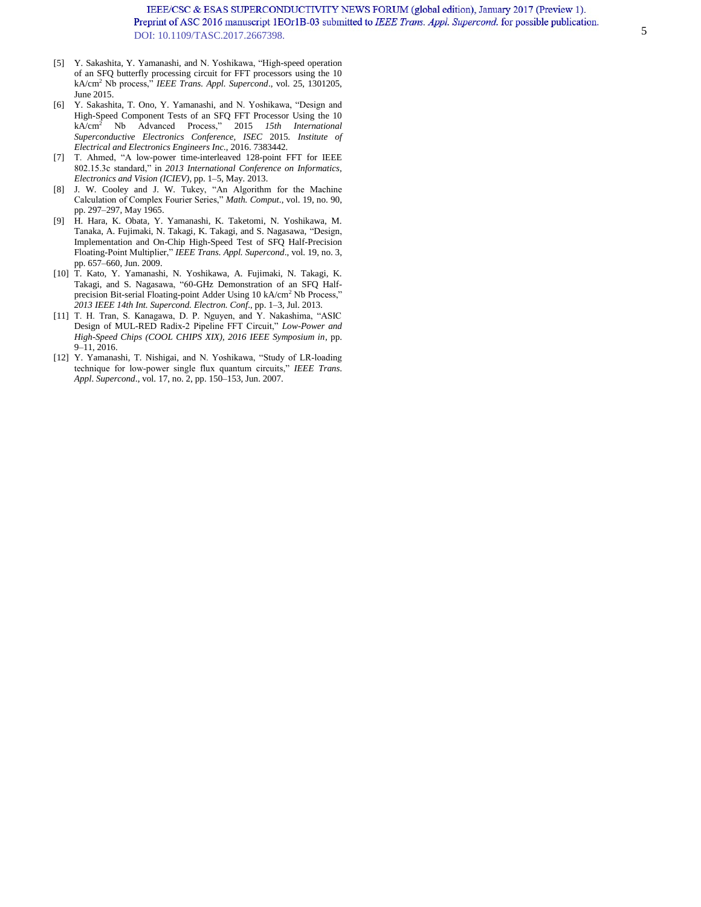[5] Y. Sakashita, Y. Yamanashi, and N. Yoshikawa, "High-speed operation of an SFQ butterfly processing circuit for FFT processors using the 10 kA/cm$^2$ Nb process," *IEEE Trans. Appl. Supercond*., vol. 25, 1301205, June 2015.

[6] Y. Sakashita, T. Ono, Y. Yamanashi, and N. Yoshikawa, "Design and High-Speed Component Tests of an SFQ FFT Processor Using the 10 kA/cm$^2$ Nb Advanced Process," 2015 *15th International Superconductive Electronics Conference, ISEC* 2015. *Institute of Electrical and Electronics Engineers Inc.*, 2016. 7383442.

[7] T. Ahmed, "A low-power time-interleaved 128-point FFT for IEEE 802.15.3c standard," in *2013 International Conference on Informatics, Electronics and Vision (ICIEV)*, pp. 1–5, May. 2013.

[8] J. W. Cooley and J. W. Tukey, "An Algorithm for the Machine Calculation of Complex Fourier Series," *Math. Comput*., vol. 19, no. 90, pp. 297–297, May 1965.

[9] H. Hara, K. Obata, Y. Yamanashi, K. Taketomi, N. Yoshikawa, M. Tanaka, A. Fujimaki, N. Takagi, K. Takagi, and S. Nagasawa, "Design, Implementation and On-Chip High-Speed Test of SFQ Half-Precision Floating-Point Multiplier," *IEEE Trans. Appl. Supercond*., vol. 19, no. 3, pp. 657–660, Jun. 2009.

[10] T. Kato, Y. Yamanashi, N. Yoshikawa, A. Fujimaki, N. Takagi, K. Takagi, and S. Nagasawa, "60-GHz Demonstration of an SFQ Half-precision Bit-serial Floating-point Adder Using 10 kA/cm$^2$ Nb Process," *2013 IEEE 14th Int. Supercond. Electron. Conf*., pp. 1–3, Jul. 2013.

[11] T. H. Tran, S. Kanagawa, D. P. Nguyen, and Y. Nakashima, "ASIC Design of MUL-RED Radix-2 Pipeline FFT Circuit," *Low-Power and High-Speed Chips (COOL CHIPS XIX), 2016 IEEE Symposium in*, pp. 9–11, 2016.

[12] Y. Yamanashi, T. Nishigai, and N. Yoshikawa, "Study of LR-loading technique for low-power single flux quantum circuits," *IEEE Trans. Appl. Supercond*., vol. 17, no. 2, pp. 150–153, Jun. 2007.